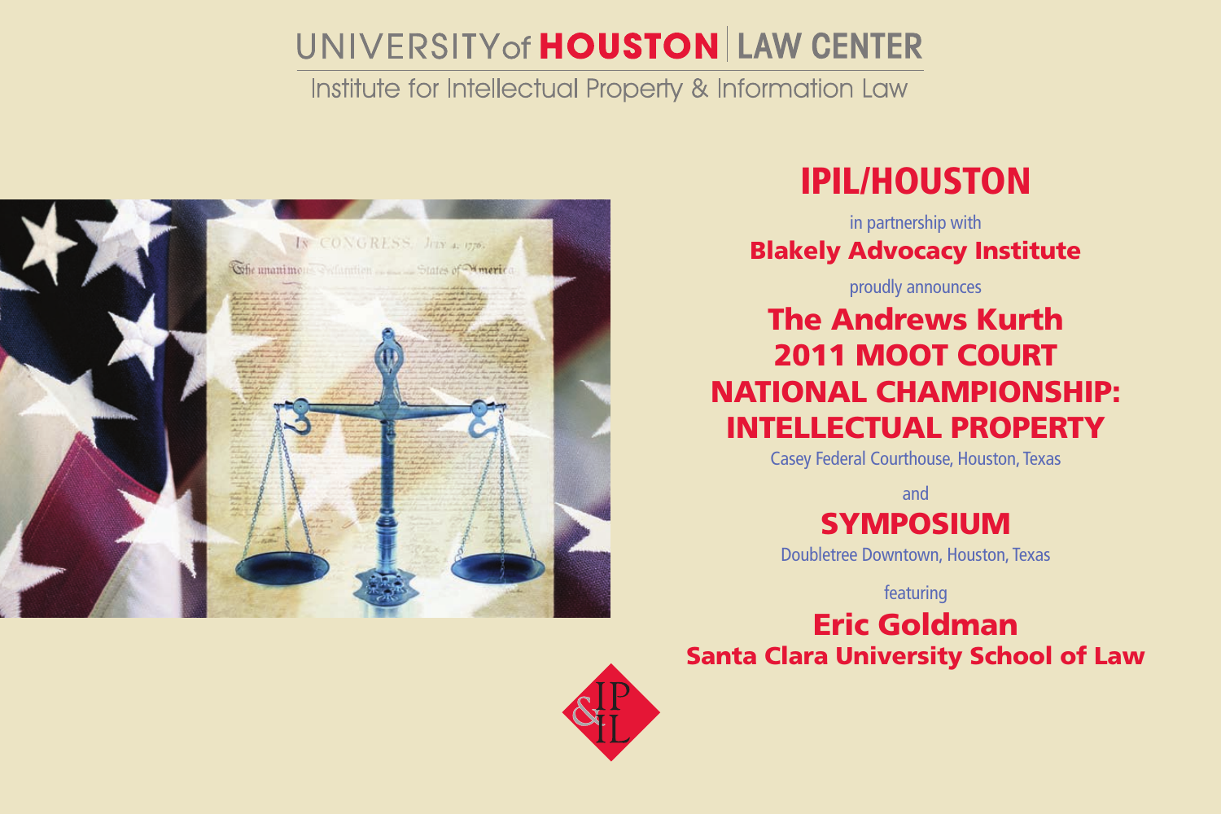# UNIVERSITY of HOUSTON | LAW CENTER

Institute for Intellectual Property & Information Law

## IPIL/HOUSTON

in partnership with

**Blakely Advocacy Institute**

proudly announces

## The Andrews Kurth 2011 MOOT COURT NATIONAL CHAMPIONSHIP: INTELLECTUAL PROPERTY

Casey Federal Courthouse, Houston, Texas

and

## SYMPOSIUM

Doubletree Downtown, Houston, Texas

featuring

**Eric Goldman**

**Santa Clara University School of Law**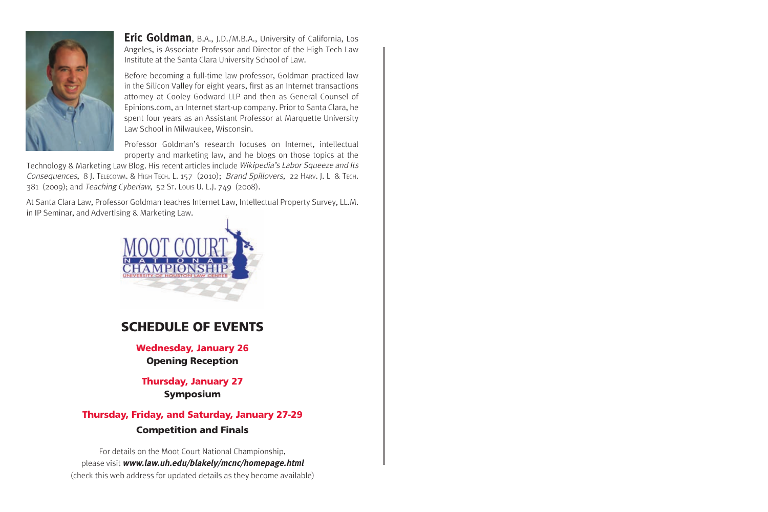**Eric Goldman**, B.A., J.D./M.B.A., University of California, Los Angeles, is Associate Professor and Director of the High Tech Law Institute at the Santa Clara University School of Law.

Before becoming a full-time law professor, Goldman practiced law in the Silicon Valley for eight years, first as an Internet transactions attorney at Cooley Godward LLP and then as General Counsel of Epinions.com, an Internet start-up company. Prior to Santa Clara, he spent four years as an Assistant Professor at Marquette University Law School in Milwaukee, Wisconsin.

Professor Goldman's research focuses on Internet, intellectual property and marketing law, and he blogs on those topics at the Technology & Marketing Law Blog. His recent articles include *Wikipedia's Labor Squeeze and Its Consequences*, 8 J. Telecomm. & High Tech. L. 157 (2010); *Brand Spillovers*, 22 Harv. J. L & Tech. 381 (2009); and *Teaching Cyberlaw*, 52 St. Louis U. L.J. 749 (2008).

At Santa Clara Law, Professor Goldman teaches Internet Law, Intellectual Property Survey, LL.M. in IP Seminar, and Advertising & Marketing Law.

MOOT COURT NATIONAL CHAMPIONSHIP
UNIVERSITY OF HOUSTON LAW CENTER

## SCHEDULE OF EVENTS

**Wednesday, January 26**
**Opening Reception**

**Thursday, January 27**
**Symposium**

**Thursday, Friday, and Saturday, January 27-29**
**Competition and Finals**

For details on the Moot Court National Championship, please visit ***www.law.uh.edu/blakely/mcnc/homepage.html***
(check this web address for updated details as they become available)